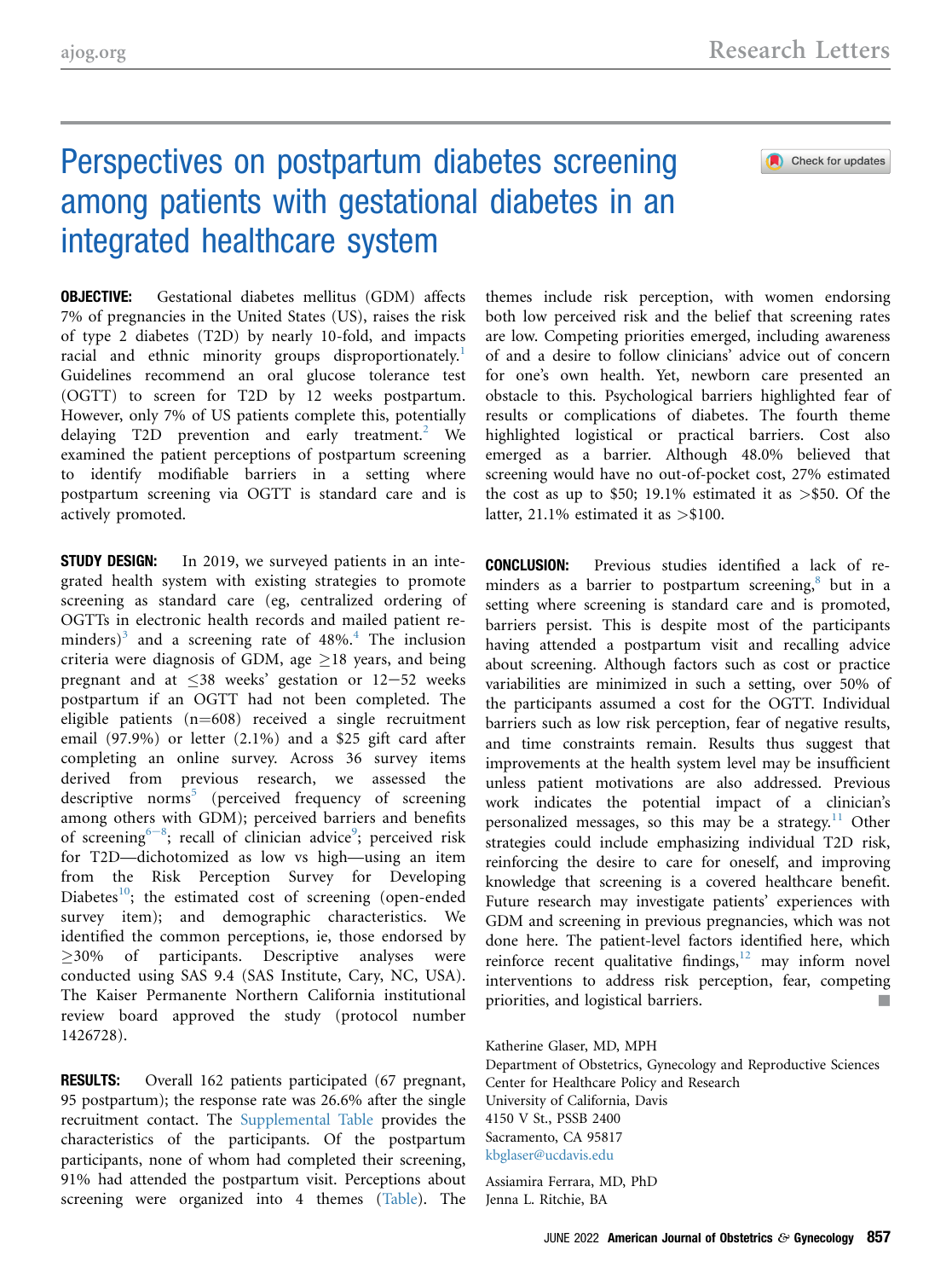# Perspectives on postpartum diabetes screening among patients with gestational diabetes in an integrated healthcare system

**OBJECTIVE:** Gestational diabetes mellitus (GDM) affects 7% of pregnancies in the United States (US), raises the risk of type 2 diabetes (T2D) by nearly 10-fold, and impacts racial and ethnic minority groups disproportionately.[1] Guidelines recommend an oral glucose tolerance test (OGTT) to screen for T2D by 12 weeks postpartum. However, only 7% of US patients complete this, potentially delaying T2D prevention and early treatment.[2] We examined the patient perceptions of postpartum screening to identify modifiable barriers in a setting where postpartum screening via OGTT is standard care and is actively promoted.

**STUDY DESIGN:** In 2019, we surveyed patients in an integrated health system with existing strategies to promote screening as standard care (eg, centralized ordering of OGTTs in electronic health records and mailed patient reminders)[3] and a screening rate of 48%.[4] The inclusion criteria were diagnosis of GDM, age ≥18 years, and being pregnant and at ≤38 weeks' gestation or 12−52 weeks postpartum if an OGTT had not been completed. The eligible patients (n=608) received a single recruitment email (97.9%) or letter (2.1%) and a $25 gift card after completing an online survey. Across 36 survey items derived from previous research, we assessed the descriptive norms[5] (perceived frequency of screening among others with GDM); perceived barriers and benefits of screening[6−8]; recall of clinician advice[9]; perceived risk for T2D—dichotomized as low vs high—using an item from the Risk Perception Survey for Developing Diabetes[10]; the estimated cost of screening (open-ended survey item); and demographic characteristics. We identified the common perceptions, ie, those endorsed by ≥30% of participants. Descriptive analyses were conducted using SAS 9.4 (SAS Institute, Cary, NC, USA). The Kaiser Permanente Northern California institutional review board approved the study (protocol number 1426728).

**RESULTS:** Overall 162 patients participated (67 pregnant, 95 postpartum); the response rate was 26.6% after the single recruitment contact. The Supplemental Table provides the characteristics of the participants. Of the postpartum participants, none of whom had completed their screening, 91% had attended the postpartum visit. Perceptions about screening were organized into 4 themes (Table). The themes include risk perception, with women endorsing both low perceived risk and the belief that screening rates are low. Competing priorities emerged, including awareness of and a desire to follow clinicians' advice out of concern for one's own health. Yet, newborn care presented an obstacle to this. Psychological barriers highlighted fear of results or complications of diabetes. The fourth theme highlighted logistical or practical barriers. Cost also emerged as a barrier. Although 48.0% believed that screening would have no out-of-pocket cost, 27% estimated the cost as up to $50; 19.1% estimated it as >$50. Of the latter, 21.1% estimated it as >$100.

**CONCLUSION:** Previous studies identified a lack of reminders as a barrier to postpartum screening,[8] but in a setting where screening is standard care and is promoted, barriers persist. This is despite most of the participants having attended a postpartum visit and recalling advice about screening. Although factors such as cost or practice variabilities are minimized in such a setting, over 50% of the participants assumed a cost for the OGTT. Individual barriers such as low risk perception, fear of negative results, and time constraints remain. Results thus suggest that improvements at the health system level may be insufficient unless patient motivations are also addressed. Previous work indicates the potential impact of a clinician's personalized messages, so this may be a strategy.[11] Other strategies could include emphasizing individual T2D risk, reinforcing the desire to care for oneself, and improving knowledge that screening is a covered healthcare benefit. Future research may investigate patients' experiences with GDM and screening in previous pregnancies, which was not done here. The patient-level factors identified here, which reinforce recent qualitative findings,[12] may inform novel interventions to address risk perception, fear, competing priorities, and logistical barriers. ■

Katherine Glaser, MD, MPH
Department of Obstetrics, Gynecology and Reproductive Sciences
Center for Healthcare Policy and Research
University of California, Davis
4150 V St., PSSB 2400
Sacramento, CA 95817
kbglaser@ucdavis.edu

Assiamira Ferrara, MD, PhD
Jenna L. Ritchie, BA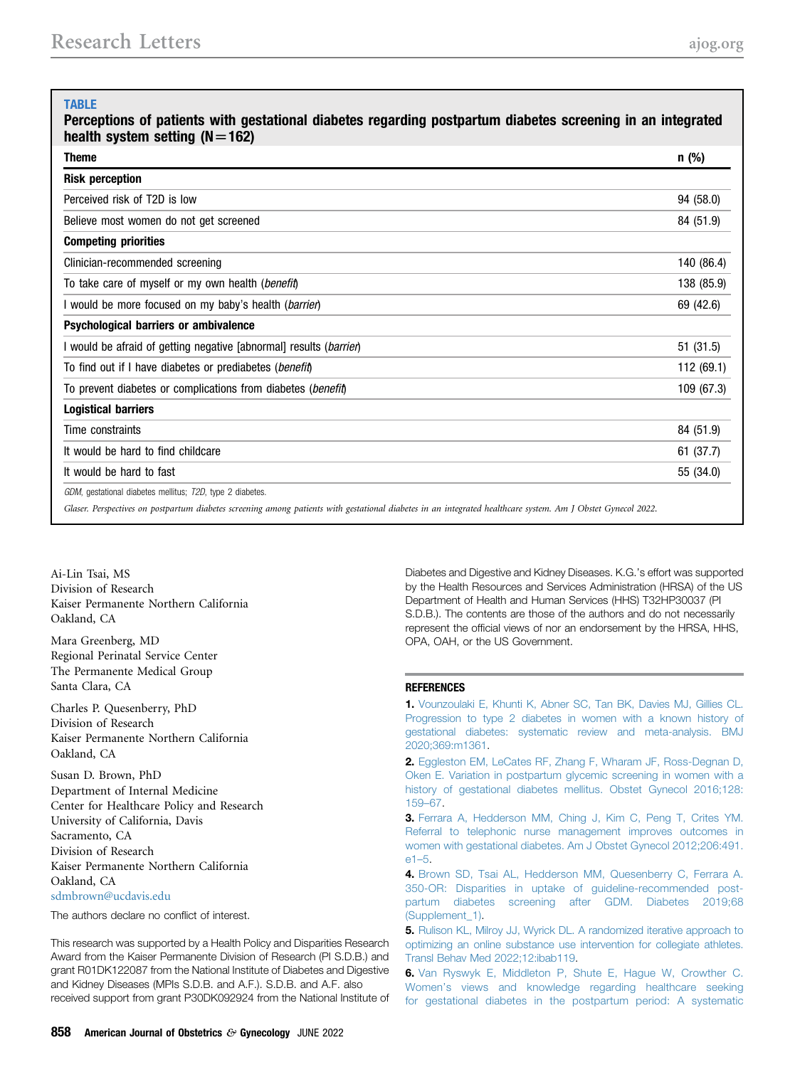**TABLE**

**Perceptions of patients with gestational diabetes regarding postpartum diabetes screening in an integrated health system setting (N=162)**

| Theme | n (%) |
|---|---|
| **Risk perception** | |
| Perceived risk of T2D is low | 94 (58.0) |
| Believe most women do not get screened | 84 (51.9) |
| **Competing priorities** | |
| Clinician-recommended screening | 140 (86.4) |
| To take care of myself or my own health (*benefit*) | 138 (85.9) |
| I would be more focused on my baby's health (*barrier*) | 69 (42.6) |
| **Psychological barriers or ambivalence** | |
| I would be afraid of getting negative [abnormal] results (*barrier*) | 51 (31.5) |
| To find out if I have diabetes or prediabetes (*benefit*) | 112 (69.1) |
| To prevent diabetes or complications from diabetes (*benefit*) | 109 (67.3) |
| **Logistical barriers** | |
| Time constraints | 84 (51.9) |
| It would be hard to find childcare | 61 (37.7) |
| It would be hard to fast | 55 (34.0) |

*GDM*, gestational diabetes mellitus; *T2D*, type 2 diabetes.

*Glaser. Perspectives on postpartum diabetes screening among patients with gestational diabetes in an integrated healthcare system. Am J Obstet Gynecol 2022.*

Ai-Lin Tsai, MS
Division of Research
Kaiser Permanente Northern California
Oakland, CA

Mara Greenberg, MD
Regional Perinatal Service Center
The Permanente Medical Group
Santa Clara, CA

Charles P. Quesenberry, PhD
Division of Research
Kaiser Permanente Northern California
Oakland, CA

Susan D. Brown, PhD
Department of Internal Medicine
Center for Healthcare Policy and Research
University of California, Davis
Sacramento, CA
Division of Research
Kaiser Permanente Northern California
Oakland, CA
sdmbrown@ucdavis.edu

The authors declare no conflict of interest.

This research was supported by a Health Policy and Disparities Research Award from the Kaiser Permanente Division of Research (PI S.D.B.) and grant R01DK122087 from the National Institute of Diabetes and Digestive and Kidney Diseases (MPIs S.D.B. and A.F.). S.D.B. and A.F. also received support from grant P30DK092924 from the National Institute of Diabetes and Digestive and Kidney Diseases. K.G.'s effort was supported by the Health Resources and Services Administration (HRSA) of the US Department of Health and Human Services (HHS) T32HP30037 (PI S.D.B.). The contents are those of the authors and do not necessarily represent the official views of nor an endorsement by the HRSA, HHS, OPA, OAH, or the US Government.

## REFERENCES

1. Vounzoulaki E, Khunti K, Abner SC, Tan BK, Davies MJ, Gillies CL. Progression to type 2 diabetes in women with a known history of gestational diabetes: systematic review and meta-analysis. BMJ 2020;369:m1361.
2. Eggleston EM, LeCates RF, Zhang F, Wharam JF, Ross-Degnan D, Oken E. Variation in postpartum glycemic screening in women with a history of gestational diabetes mellitus. Obstet Gynecol 2016;128:159–67.
3. Ferrara A, Hedderson MM, Ching J, Kim C, Peng T, Crites YM. Referral to telephonic nurse management improves outcomes in women with gestational diabetes. Am J Obstet Gynecol 2012;206:491.e1–5.
4. Brown SD, Tsai AL, Hedderson MM, Quesenberry C, Ferrara A. 350-OR: Disparities in uptake of guideline-recommended postpartum diabetes screening after GDM. Diabetes 2019;68(Supplement_1).
5. Rulison KL, Milroy JJ, Wyrick DL. A randomized iterative approach to optimizing an online substance use intervention for collegiate athletes. Transl Behav Med 2022;12:ibab119.
6. Van Ryswyk E, Middleton P, Shute E, Hague W, Crowther C. Women's views and knowledge regarding healthcare seeking for gestational diabetes in the postpartum period: A systematic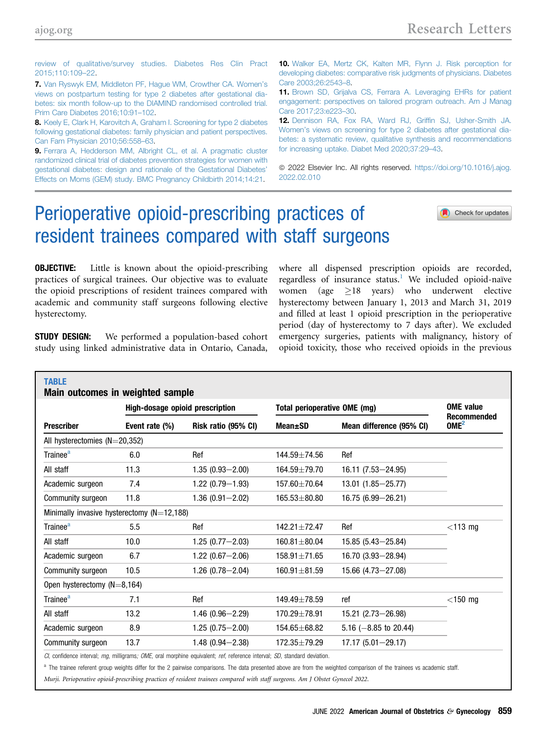review of qualitative/survey studies. Diabetes Res Clin Pract 2015;110:109–22.

7. Van Ryswyk EM, Middleton PF, Hague WM, Crowther CA. Women's views on postpartum testing for type 2 diabetes after gestational diabetes: six month follow-up to the DIAMIND randomised controlled trial. Prim Care Diabetes 2016;10:91–102.

8. Keely E, Clark H, Karovitch A, Graham I. Screening for type 2 diabetes following gestational diabetes: family physician and patient perspectives. Can Fam Physician 2010;56:558–63.

9. Ferrara A, Hedderson MM, Albright CL, et al. A pragmatic cluster randomized clinical trial of diabetes prevention strategies for women with gestational diabetes: design and rationale of the Gestational Diabetes' Effects on Moms (GEM) study. BMC Pregnancy Childbirth 2014;14:21.

10. Walker EA, Mertz CK, Kalten MR, Flynn J. Risk perception for developing diabetes: comparative risk judgments of physicians. Diabetes Care 2003;26:2543–8.

11. Brown SD, Grijalva CS, Ferrara A. Leveraging EHRs for patient engagement: perspectives on tailored program outreach. Am J Manag Care 2017;23:e223–30.

12. Dennison RA, Fox RA, Ward RJ, Griffin SJ, Usher-Smith JA. Women's views on screening for type 2 diabetes after gestational diabetes: a systematic review, qualitative synthesis and recommendations for increasing uptake. Diabet Med 2020;37:29–43.

© 2022 Elsevier Inc. All rights reserved. https://doi.org/10.1016/j.ajog.2022.02.010

# Perioperative opioid-prescribing practices of resident trainees compared with staff surgeons

**OBJECTIVE:** Little is known about the opioid-prescribing practices of surgical trainees. Our objective was to evaluate the opioid prescriptions of resident trainees compared with academic and community staff surgeons following elective hysterectomy.

**STUDY DESIGN:** We performed a population-based cohort study using linked administrative data in Ontario, Canada, where all dispensed prescription opioids are recorded, regardless of insurance status.[1] We included opioid-naïve women (age ≥18 years) who underwent elective hysterectomy between January 1, 2013 and March 31, 2019 and filled at least 1 opioid prescription in the perioperative period (day of hysterectomy to 7 days after). We excluded emergency surgeries, patients with malignancy, history of opioid toxicity, those who received opioids in the previous

**TABLE**
**Main outcomes in weighted sample**

| | High-dosage opioid prescription | | Total perioperative OME (mg) | | OME value |
|---|---|---|---|---|---|
| Prescriber | Event rate (%) | Risk ratio (95% CI) | Mean±SD | Mean difference (95% CI) | Recommended OME[2] |
| All hysterectomies (N=20,352) | | | | | |
| Trainee[a] | 6.0 | Ref | 144.59±74.56 | Ref | |
| All staff | 11.3 | 1.35 (0.93–2.00) | 164.59±79.70 | 16.11 (7.53–24.95) | |
| Academic surgeon | 7.4 | 1.22 (0.79–1.93) | 157.60±70.64 | 13.01 (1.85–25.77) | |
| Community surgeon | 11.8 | 1.36 (0.91–2.02) | 165.53±80.80 | 16.75 (6.99–26.21) | |
| Minimally invasive hysterectomy (N=12,188) | | | | | |
| Trainee[a] | 5.5 | Ref | 142.21±72.47 | Ref | <113 mg |
| All staff | 10.0 | 1.25 (0.77–2.03) | 160.81±80.04 | 15.85 (5.43–25.84) | |
| Academic surgeon | 6.7 | 1.22 (0.67–2.06) | 158.91±71.65 | 16.70 (3.93–28.94) | |
| Community surgeon | 10.5 | 1.26 (0.78–2.04) | 160.91±81.59 | 15.66 (4.73–27.08) | |
| Open hysterectomy (N=8,164) | | | | | |
| Trainee[a] | 7.1 | Ref | 149.49±78.59 | ref | <150 mg |
| All staff | 13.2 | 1.46 (0.96–2.29) | 170.29±78.91 | 15.21 (2.73–26.98) | |
| Academic surgeon | 8.9 | 1.25 (0.75–2.00) | 154.65±68.82 | 5.16 (−8.85 to 20.44) | |
| Community surgeon | 13.7 | 1.48 (0.94–2.38) | 172.35±79.29 | 17.17 (5.01–29.17) | |

*CI*, confidence interval; *mg*, milligrams; *OME*, oral morphine equivalent; *ref*, reference interval; *SD*, standard deviation.

[a] The trainee referent group weights differ for the 2 pairwise comparisons. The data presented above are from the weighted comparison of the trainees vs academic staff.

*Murji. Perioperative opioid-prescribing practices of resident trainees compared with staff surgeons. Am J Obstet Gynecol 2022.*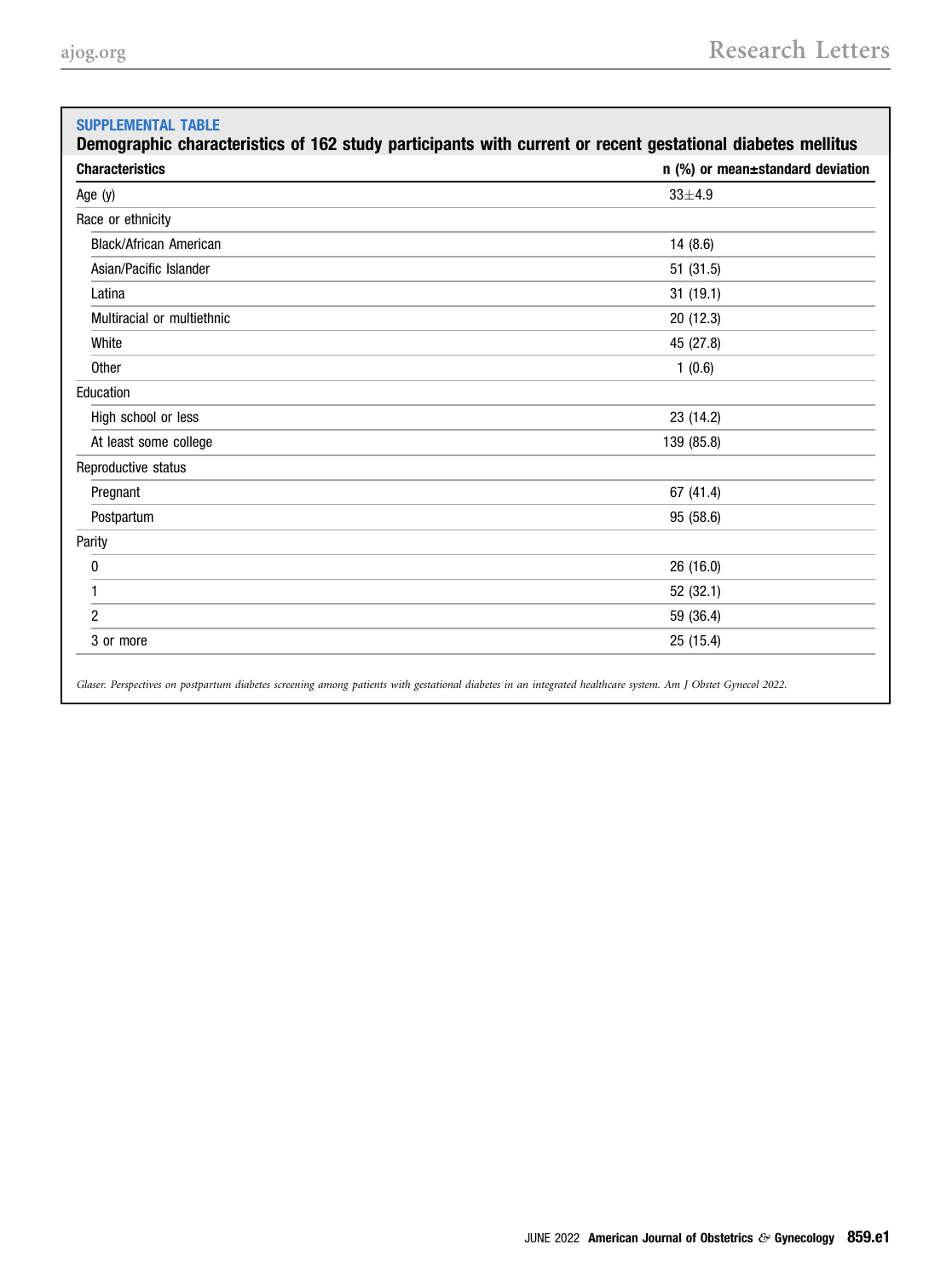**SUPPLEMENTAL TABLE**

**Demographic characteristics of 162 study participants with current or recent gestational diabetes mellitus**

| Characteristics | n (%) or mean±standard deviation |
|---|---|
| Age (y) | 33±4.9 |
| Race or ethnicity | |
| Black/African American | 14 (8.6) |
| Asian/Pacific Islander | 51 (31.5) |
| Latina | 31 (19.1) |
| Multiracial or multiethnic | 20 (12.3) |
| White | 45 (27.8) |
| Other | 1 (0.6) |
| Education | |
| High school or less | 23 (14.2) |
| At least some college | 139 (85.8) |
| Reproductive status | |
| Pregnant | 67 (41.4) |
| Postpartum | 95 (58.6) |
| Parity | |
| 0 | 26 (16.0) |
| 1 | 52 (32.1) |
| 2 | 59 (36.4) |
| 3 or more | 25 (15.4) |

*Glaser. Perspectives on postpartum diabetes screening among patients with gestational diabetes in an integrated healthcare system. Am J Obstet Gynecol 2022.*